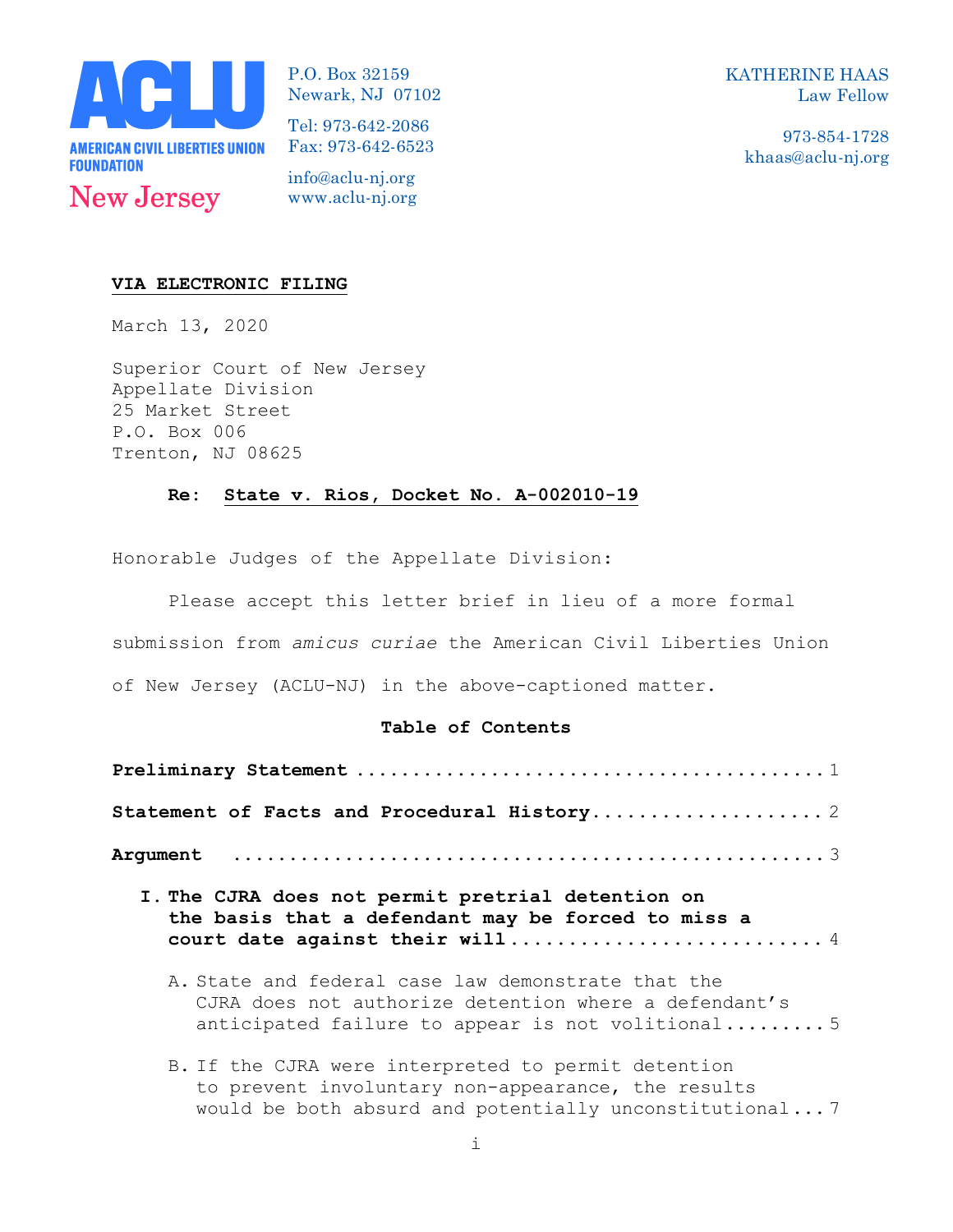**ACLU**
AMERICAN CIVIL LIBERTIES UNION FOUNDATION
New Jersey

P.O. Box 32159
Newark, NJ 07102

Tel: 973-642-2086
Fax: 973-642-6523

info@aclu-nj.org
www.aclu-nj.org

KATHERINE HAAS
Law Fellow

973-854-1728
khaas@aclu-nj.org

**VIA ELECTRONIC FILING**

March 13, 2020

Superior Court of New Jersey
Appellate Division
25 Market Street
P.O. Box 006
Trenton, NJ 08625

**Re: State v. Rios, Docket No. A-002010-19**

Honorable Judges of the Appellate Division:

Please accept this letter brief in lieu of a more formal submission from *amicus curiae* the American Civil Liberties Union of New Jersey (ACLU-NJ) in the above-captioned matter.

**Table of Contents**

**Preliminary Statement** .......................................... 1

**Statement of Facts and Procedural History**.................... 2

**Argument** .................................................... 3

**I. The CJRA does not permit pretrial detention on the basis that a defendant may be forced to miss a court date against their will** .......................... 4

A. State and federal case law demonstrate that the CJRA does not authorize detention where a defendant's anticipated failure to appear is not volitional......... 5

B. If the CJRA were interpreted to permit detention to prevent involuntary non-appearance, the results would be both absurd and potentially unconstitutional... 7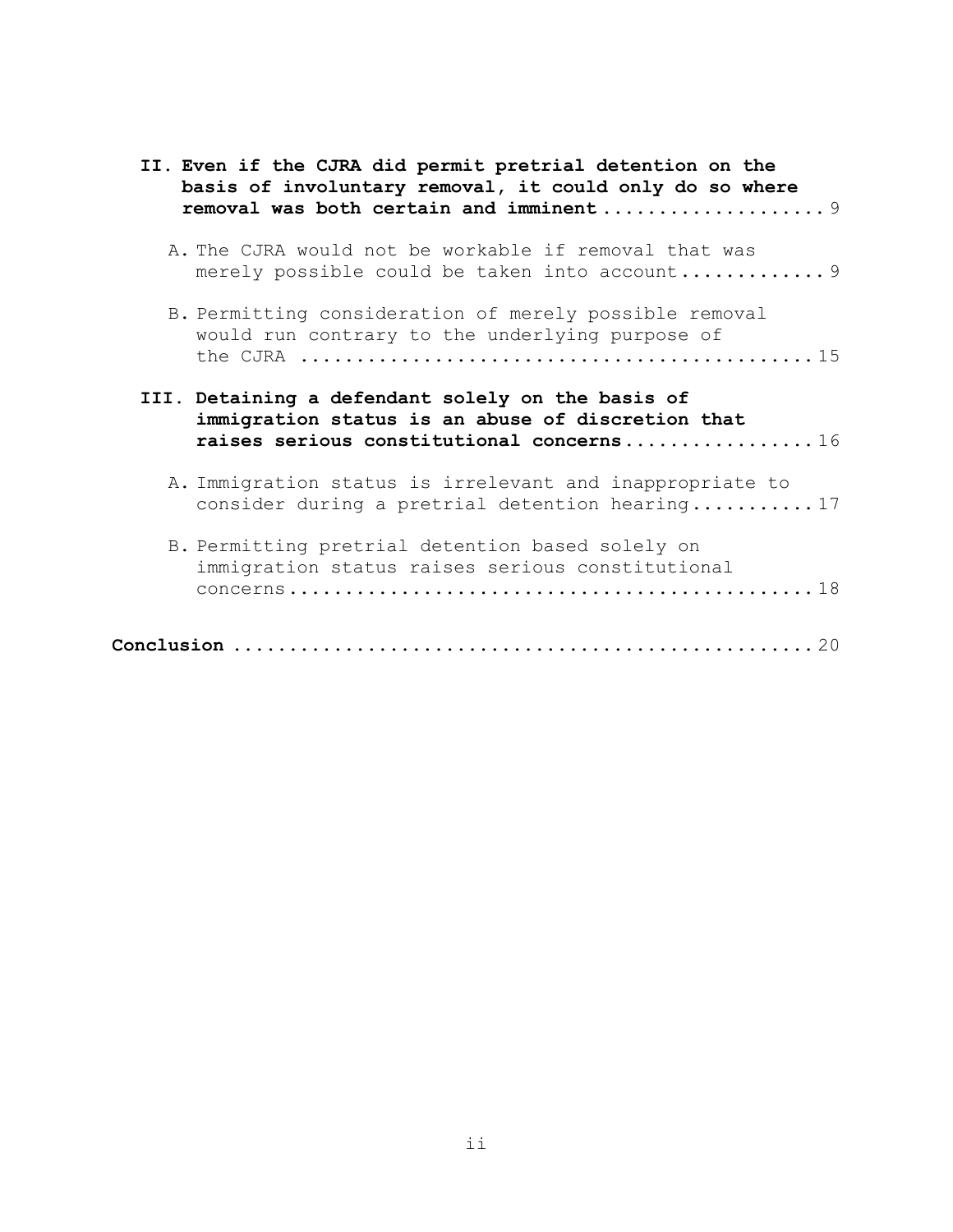**II. Even if the CJRA did permit pretrial detention on the basis of involuntary removal, it could only do so where removal was both certain and imminent** ................... 9

A. The CJRA would not be workable if removal that was merely possible could be taken into account ............. 9

B. Permitting consideration of merely possible removal would run contrary to the underlying purpose of the CJRA ............................................ 15

**III. Detaining a defendant solely on the basis of immigration status is an abuse of discretion that raises serious constitutional concerns** ................. 16

A. Immigration status is irrelevant and inappropriate to consider during a pretrial detention hearing ........... 17

B. Permitting pretrial detention based solely on immigration status raises serious constitutional concerns ............................................. 18

**Conclusion** .................................................. 20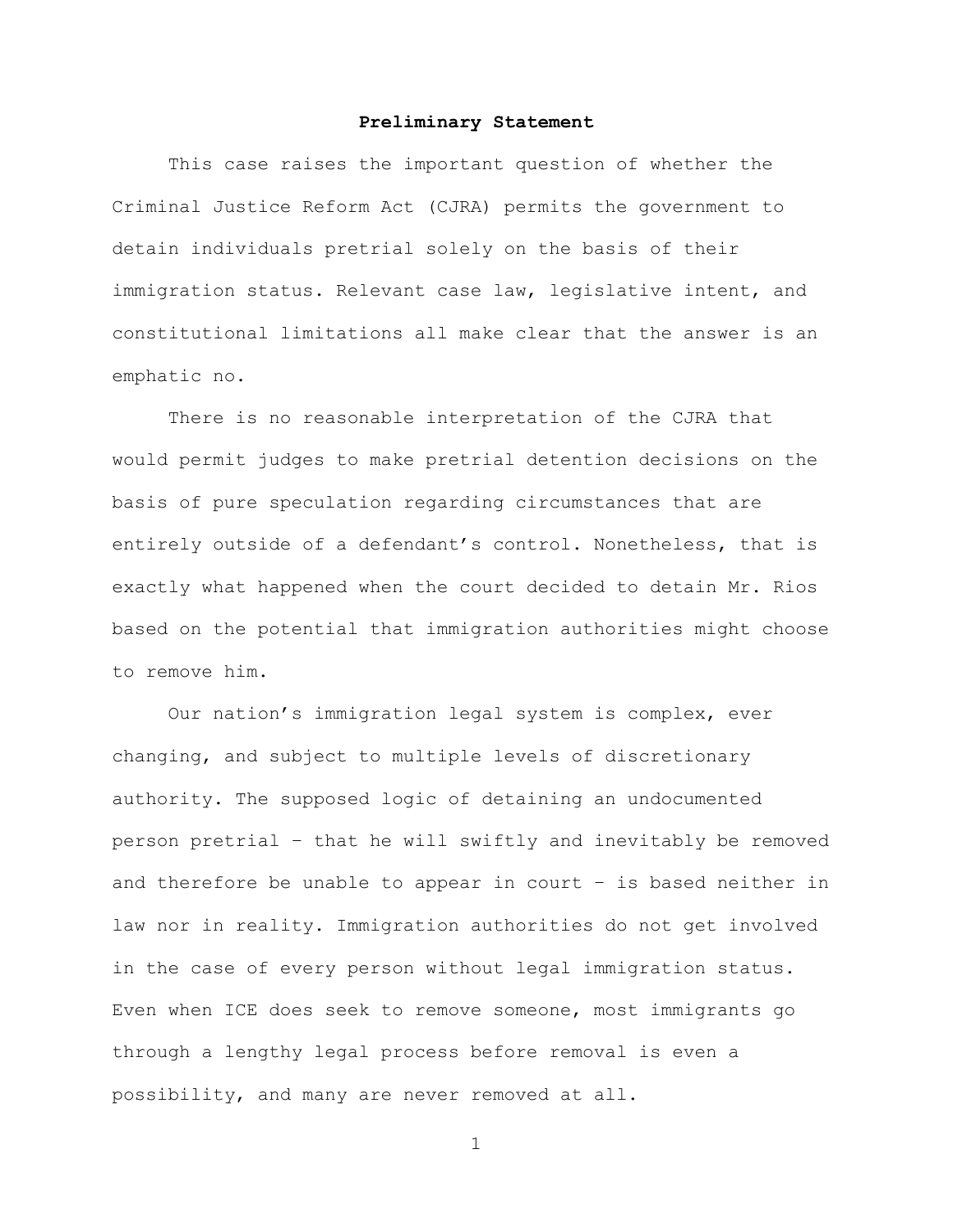## Preliminary Statement

This case raises the important question of whether the Criminal Justice Reform Act (CJRA) permits the government to detain individuals pretrial solely on the basis of their immigration status. Relevant case law, legislative intent, and constitutional limitations all make clear that the answer is an emphatic no.

There is no reasonable interpretation of the CJRA that would permit judges to make pretrial detention decisions on the basis of pure speculation regarding circumstances that are entirely outside of a defendant's control. Nonetheless, that is exactly what happened when the court decided to detain Mr. Rios based on the potential that immigration authorities might choose to remove him.

Our nation's immigration legal system is complex, ever changing, and subject to multiple levels of discretionary authority. The supposed logic of detaining an undocumented person pretrial – that he will swiftly and inevitably be removed and therefore be unable to appear in court – is based neither in law nor in reality. Immigration authorities do not get involved in the case of every person without legal immigration status. Even when ICE does seek to remove someone, most immigrants go through a lengthy legal process before removal is even a possibility, and many are never removed at all.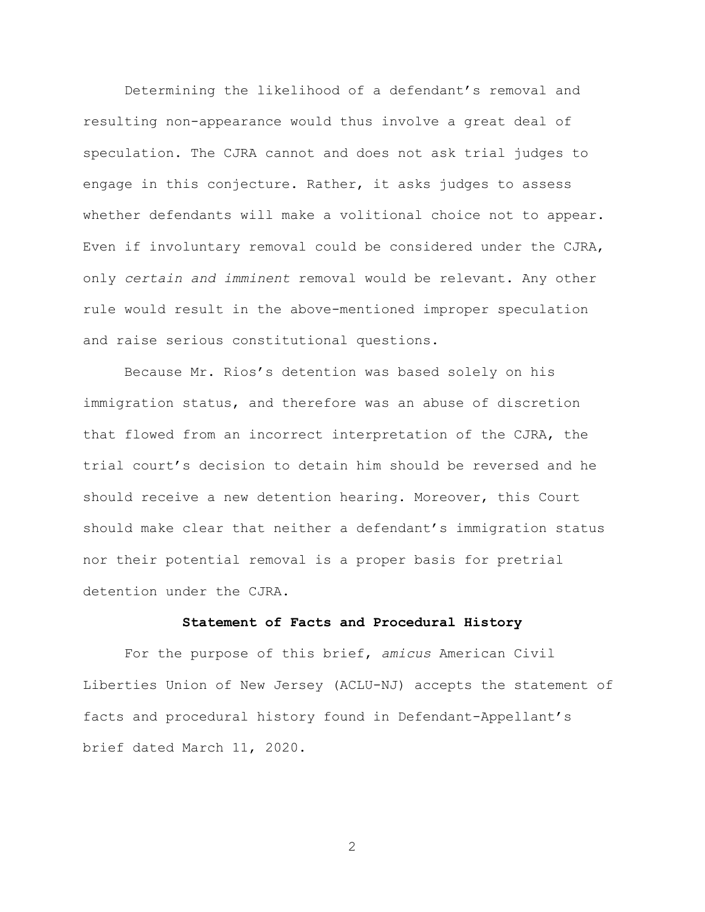Determining the likelihood of a defendant's removal and resulting non-appearance would thus involve a great deal of speculation. The CJRA cannot and does not ask trial judges to engage in this conjecture. Rather, it asks judges to assess whether defendants will make a volitional choice not to appear. Even if involuntary removal could be considered under the CJRA, only *certain and imminent* removal would be relevant. Any other rule would result in the above-mentioned improper speculation and raise serious constitutional questions.

Because Mr. Rios's detention was based solely on his immigration status, and therefore was an abuse of discretion that flowed from an incorrect interpretation of the CJRA, the trial court's decision to detain him should be reversed and he should receive a new detention hearing. Moreover, this Court should make clear that neither a defendant's immigration status nor their potential removal is a proper basis for pretrial detention under the CJRA.

## Statement of Facts and Procedural History

For the purpose of this brief, *amicus* American Civil Liberties Union of New Jersey (ACLU-NJ) accepts the statement of facts and procedural history found in Defendant-Appellant's brief dated March 11, 2020.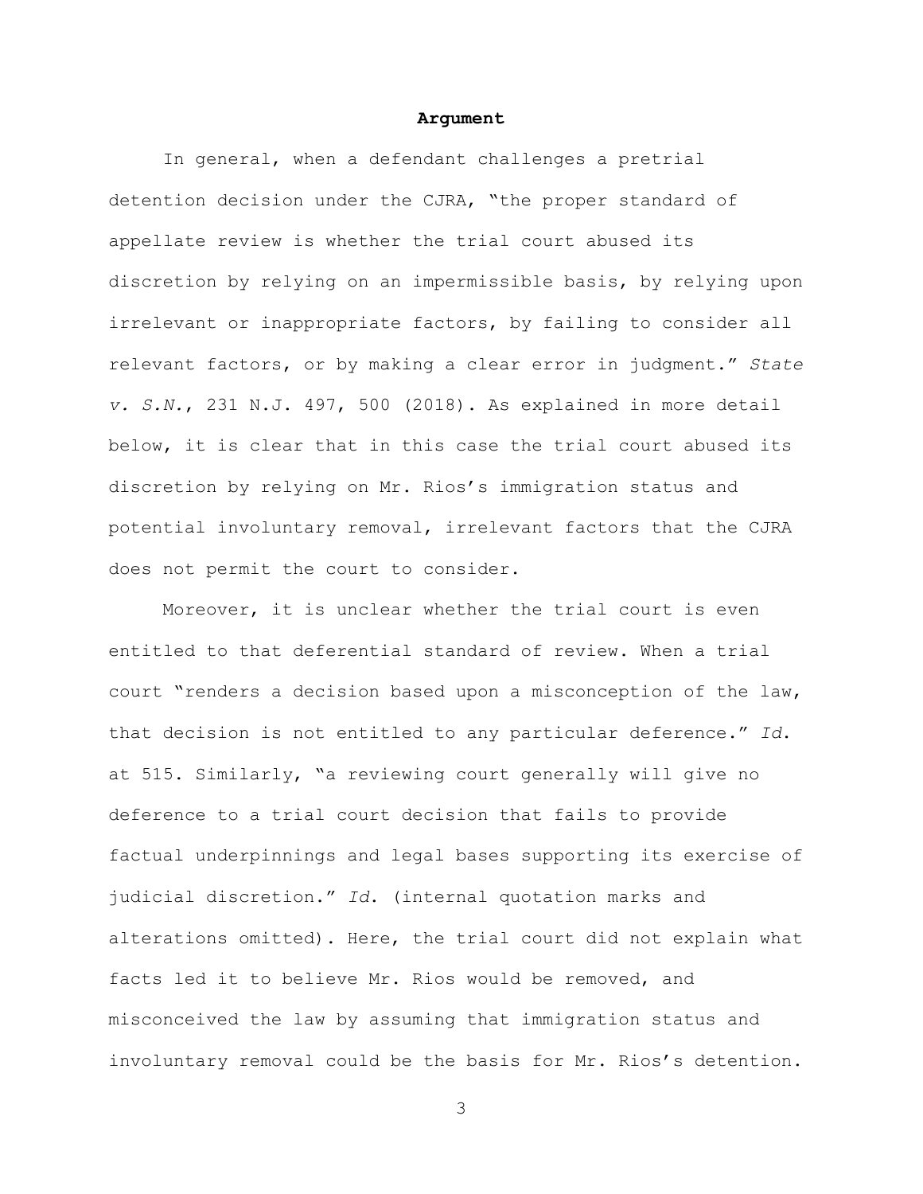**Argument**

In general, when a defendant challenges a pretrial detention decision under the CJRA, "the proper standard of appellate review is whether the trial court abused its discretion by relying on an impermissible basis, by relying upon irrelevant or inappropriate factors, by failing to consider all relevant factors, or by making a clear error in judgment." *State v. S.N.*, 231 N.J. 497, 500 (2018). As explained in more detail below, it is clear that in this case the trial court abused its discretion by relying on Mr. Rios's immigration status and potential involuntary removal, irrelevant factors that the CJRA does not permit the court to consider.

Moreover, it is unclear whether the trial court is even entitled to that deferential standard of review. When a trial court "renders a decision based upon a misconception of the law, that decision is not entitled to any particular deference." *Id.* at 515. Similarly, "a reviewing court generally will give no deference to a trial court decision that fails to provide factual underpinnings and legal bases supporting its exercise of judicial discretion." *Id.* (internal quotation marks and alterations omitted). Here, the trial court did not explain what facts led it to believe Mr. Rios would be removed, and misconceived the law by assuming that immigration status and involuntary removal could be the basis for Mr. Rios's detention.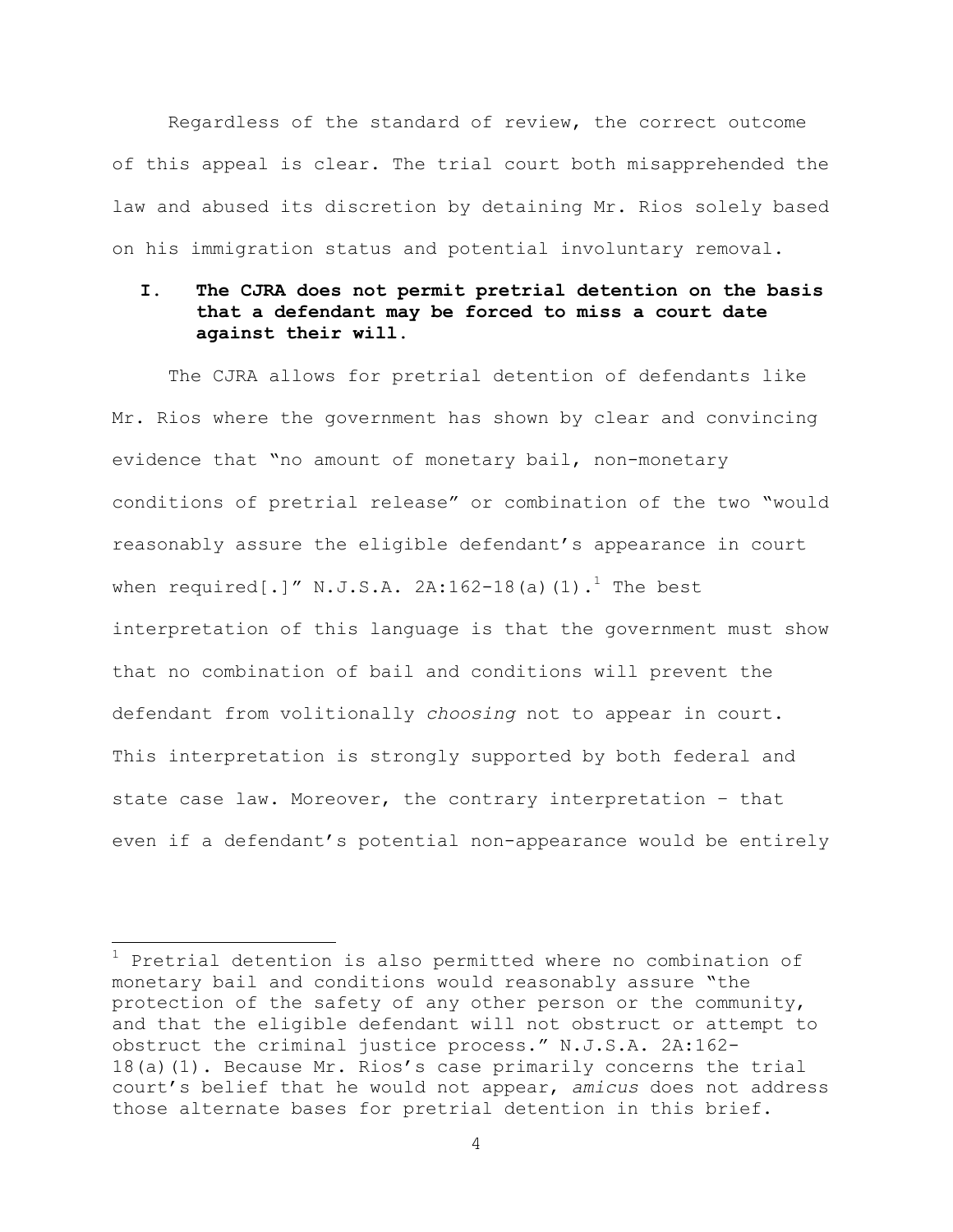Regardless of the standard of review, the correct outcome of this appeal is clear. The trial court both misapprehended the law and abused its discretion by detaining Mr. Rios solely based on his immigration status and potential involuntary removal.

## I. The CJRA does not permit pretrial detention on the basis that a defendant may be forced to miss a court date against their will.

The CJRA allows for pretrial detention of defendants like Mr. Rios where the government has shown by clear and convincing evidence that "no amount of monetary bail, non-monetary conditions of pretrial release" or combination of the two "would reasonably assure the eligible defendant's appearance in court when required[.]" N.J.S.A. 2A:162-18(a)(1).[1] The best interpretation of this language is that the government must show that no combination of bail and conditions will prevent the defendant from volitionally *choosing* not to appear in court. This interpretation is strongly supported by both federal and state case law. Moreover, the contrary interpretation – that even if a defendant's potential non-appearance would be entirely

---

[1] Pretrial detention is also permitted where no combination of monetary bail and conditions would reasonably assure "the protection of the safety of any other person or the community, and that the eligible defendant will not obstruct or attempt to obstruct the criminal justice process." N.J.S.A. 2A:162-18(a)(1). Because Mr. Rios's case primarily concerns the trial court's belief that he would not appear, *amicus* does not address those alternate bases for pretrial detention in this brief.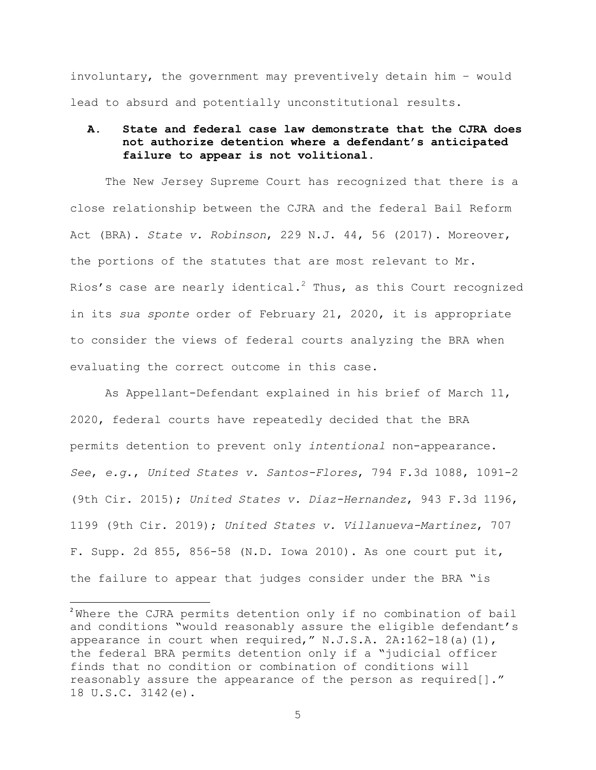involuntary, the government may preventively detain him – would lead to absurd and potentially unconstitutional results.

### A. State and federal case law demonstrate that the CJRA does not authorize detention where a defendant's anticipated failure to appear is not volitional.

The New Jersey Supreme Court has recognized that there is a close relationship between the CJRA and the federal Bail Reform Act (BRA). *State v. Robinson*, 229 N.J. 44, 56 (2017). Moreover, the portions of the statutes that are most relevant to Mr. Rios's case are nearly identical.[2] Thus, as this Court recognized in its *sua sponte* order of February 21, 2020, it is appropriate to consider the views of federal courts analyzing the BRA when evaluating the correct outcome in this case.

As Appellant-Defendant explained in his brief of March 11, 2020, federal courts have repeatedly decided that the BRA permits detention to prevent only *intentional* non-appearance. *See*, *e.g.*, *United States v. Santos-Flores*, 794 F.3d 1088, 1091-2 (9th Cir. 2015); *United States v. Diaz-Hernandez*, 943 F.3d 1196, 1199 (9th Cir. 2019); *United States v. Villanueva-Martinez*, 707 F. Supp. 2d 855, 856-58 (N.D. Iowa 2010). As one court put it, the failure to appear that judges consider under the BRA "is

---

[2] Where the CJRA permits detention only if no combination of bail and conditions "would reasonably assure the eligible defendant's appearance in court when required," N.J.S.A. 2A:162-18(a)(1), the federal BRA permits detention only if a "judicial officer finds that no condition or combination of conditions will reasonably assure the appearance of the person as required[]." 18 U.S.C. 3142(e).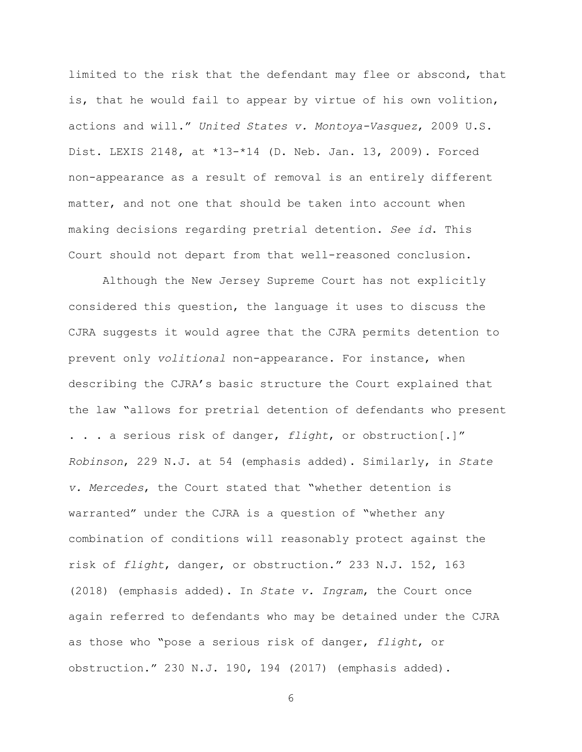limited to the risk that the defendant may flee or abscond, that is, that he would fail to appear by virtue of his own volition, actions and will." *United States v. Montoya-Vasquez*, 2009 U.S. Dist. LEXIS 2148, at *13-*14 (D. Neb. Jan. 13, 2009). Forced non-appearance as a result of removal is an entirely different matter, and not one that should be taken into account when making decisions regarding pretrial detention. *See id*. This Court should not depart from that well-reasoned conclusion.

Although the New Jersey Supreme Court has not explicitly considered this question, the language it uses to discuss the CJRA suggests it would agree that the CJRA permits detention to prevent only *volitional* non-appearance. For instance, when describing the CJRA's basic structure the Court explained that the law "allows for pretrial detention of defendants who present . . . a serious risk of danger, *flight*, or obstruction[.]" *Robinson*, 229 N.J. at 54 (emphasis added). Similarly, in *State v. Mercedes*, the Court stated that "whether detention is warranted" under the CJRA is a question of "whether any combination of conditions will reasonably protect against the risk of *flight*, danger, or obstruction." 233 N.J. 152, 163 (2018) (emphasis added). In *State v. Ingram*, the Court once again referred to defendants who may be detained under the CJRA as those who "pose a serious risk of danger, *flight*, or obstruction." 230 N.J. 190, 194 (2017) (emphasis added).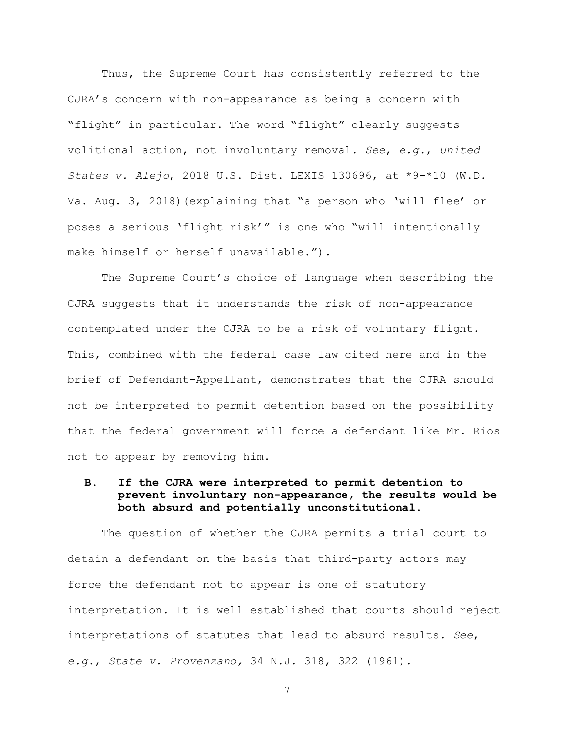Thus, the Supreme Court has consistently referred to the CJRA's concern with non-appearance as being a concern with "flight" in particular. The word "flight" clearly suggests volitional action, not involuntary removal. *See*, *e.g.*, *United States v. Alejo*, 2018 U.S. Dist. LEXIS 130696, at *9-*10 (W.D. Va. Aug. 3, 2018)(explaining that "a person who 'will flee' or poses a serious 'flight risk'" is one who "will intentionally make himself or herself unavailable.").

The Supreme Court's choice of language when describing the CJRA suggests that it understands the risk of non-appearance contemplated under the CJRA to be a risk of voluntary flight. This, combined with the federal case law cited here and in the brief of Defendant-Appellant, demonstrates that the CJRA should not be interpreted to permit detention based on the possibility that the federal government will force a defendant like Mr. Rios not to appear by removing him.

### B. If the CJRA were interpreted to permit detention to prevent involuntary non-appearance, the results would be both absurd and potentially unconstitutional.

The question of whether the CJRA permits a trial court to detain a defendant on the basis that third-party actors may force the defendant not to appear is one of statutory interpretation. It is well established that courts should reject interpretations of statutes that lead to absurd results. *See*, *e.g.*, *State v. Provenzano,* 34 N.J. 318, 322 (1961).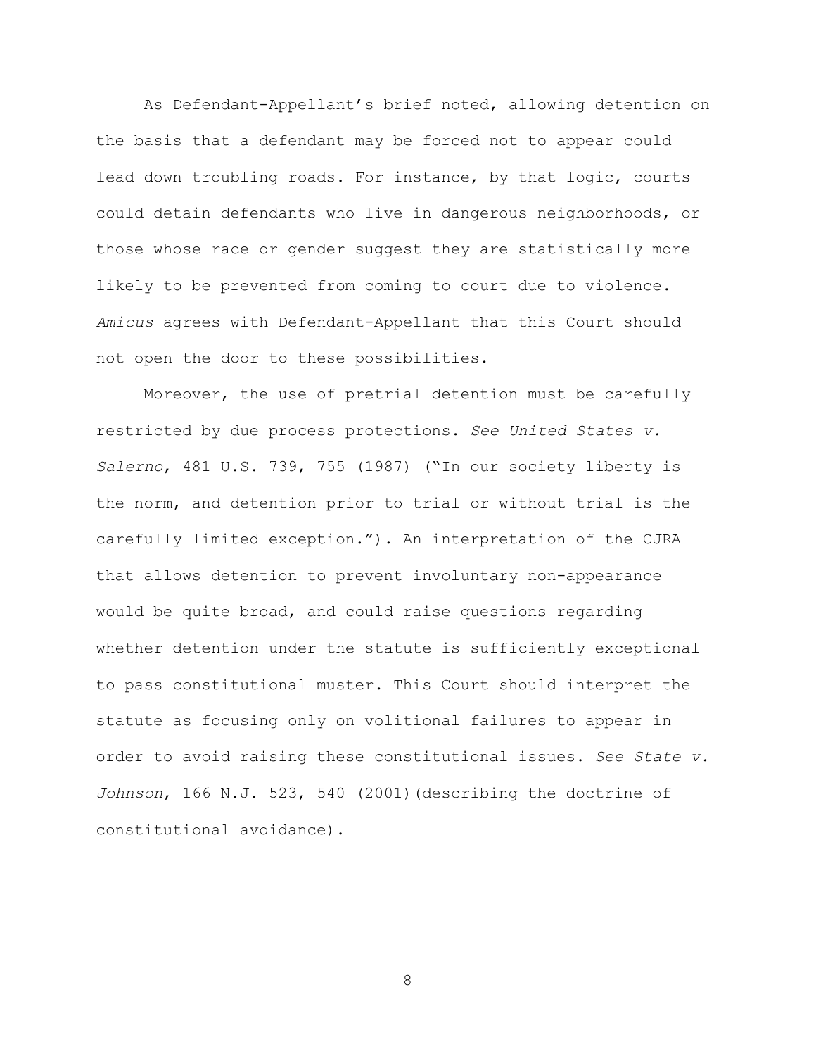As Defendant-Appellant's brief noted, allowing detention on the basis that a defendant may be forced not to appear could lead down troubling roads. For instance, by that logic, courts could detain defendants who live in dangerous neighborhoods, or those whose race or gender suggest they are statistically more likely to be prevented from coming to court due to violence. *Amicus* agrees with Defendant-Appellant that this Court should not open the door to these possibilities.

Moreover, the use of pretrial detention must be carefully restricted by due process protections. *See United States v. Salerno*, 481 U.S. 739, 755 (1987) ("In our society liberty is the norm, and detention prior to trial or without trial is the carefully limited exception."). An interpretation of the CJRA that allows detention to prevent involuntary non-appearance would be quite broad, and could raise questions regarding whether detention under the statute is sufficiently exceptional to pass constitutional muster. This Court should interpret the statute as focusing only on volitional failures to appear in order to avoid raising these constitutional issues. *See State v. Johnson*, 166 N.J. 523, 540 (2001)(describing the doctrine of constitutional avoidance).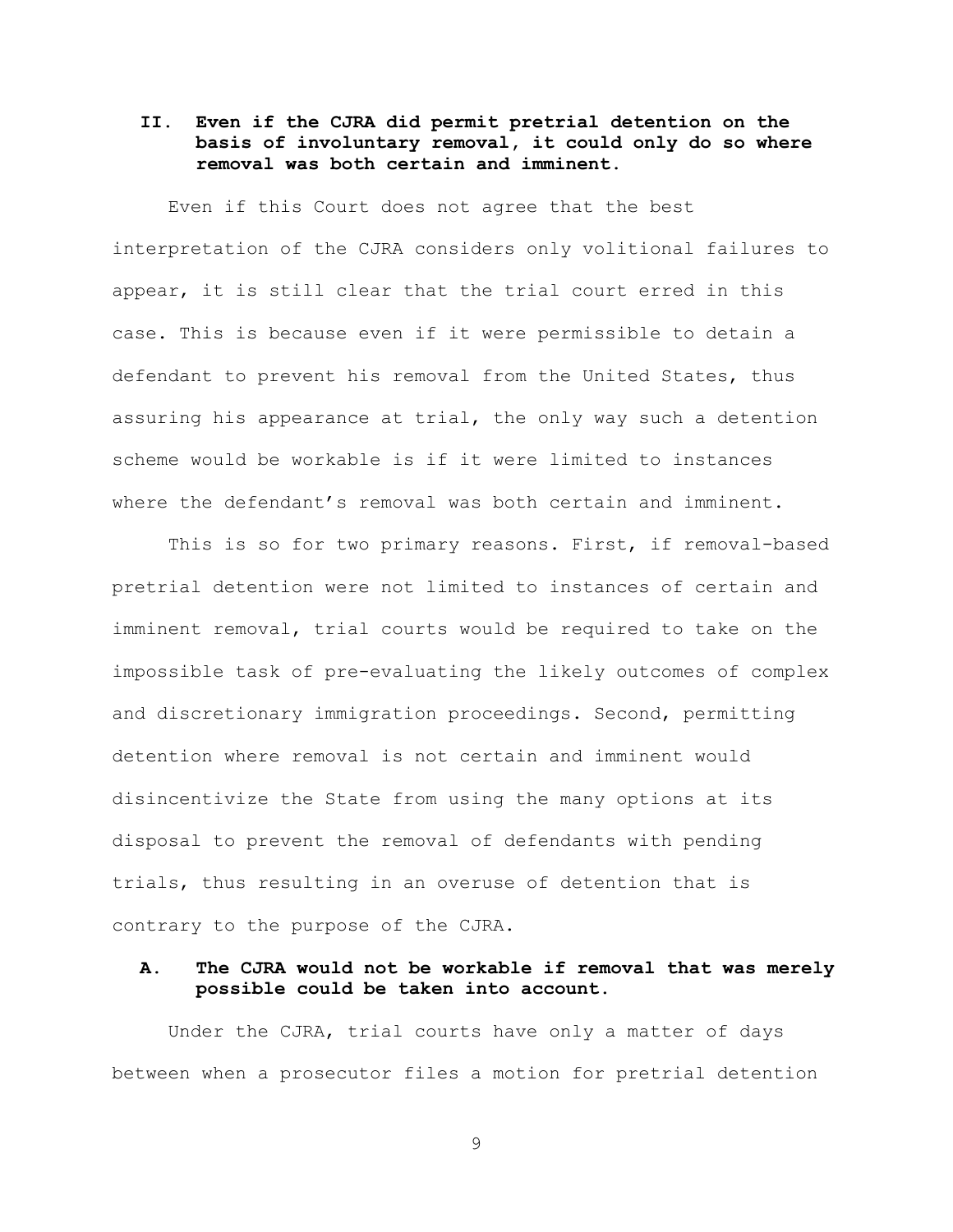## II. Even if the CJRA did permit pretrial detention on the basis of involuntary removal, it could only do so where removal was both certain and imminent.

Even if this Court does not agree that the best interpretation of the CJRA considers only volitional failures to appear, it is still clear that the trial court erred in this case. This is because even if it were permissible to detain a defendant to prevent his removal from the United States, thus assuring his appearance at trial, the only way such a detention scheme would be workable is if it were limited to instances where the defendant's removal was both certain and imminent.

This is so for two primary reasons. First, if removal-based pretrial detention were not limited to instances of certain and imminent removal, trial courts would be required to take on the impossible task of pre-evaluating the likely outcomes of complex and discretionary immigration proceedings. Second, permitting detention where removal is not certain and imminent would disincentivize the State from using the many options at its disposal to prevent the removal of defendants with pending trials, thus resulting in an overuse of detention that is contrary to the purpose of the CJRA.

### A. The CJRA would not be workable if removal that was merely possible could be taken into account.

Under the CJRA, trial courts have only a matter of days between when a prosecutor files a motion for pretrial detention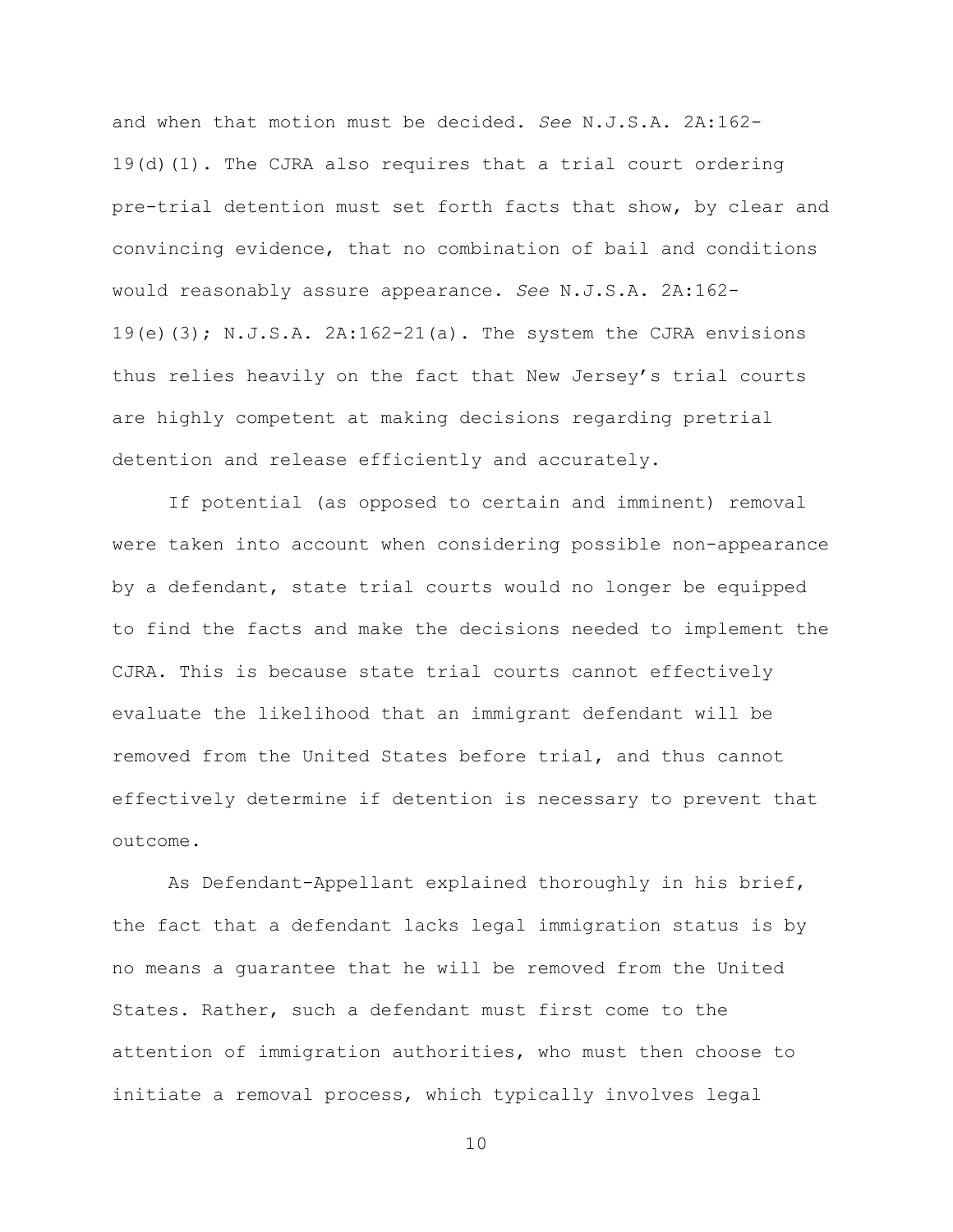and when that motion must be decided. *See* N.J.S.A. 2A:162-19(d)(1). The CJRA also requires that a trial court ordering pre-trial detention must set forth facts that show, by clear and convincing evidence, that no combination of bail and conditions would reasonably assure appearance. *See* N.J.S.A. 2A:162-19(e)(3); N.J.S.A. 2A:162-21(a). The system the CJRA envisions thus relies heavily on the fact that New Jersey's trial courts are highly competent at making decisions regarding pretrial detention and release efficiently and accurately.

If potential (as opposed to certain and imminent) removal were taken into account when considering possible non-appearance by a defendant, state trial courts would no longer be equipped to find the facts and make the decisions needed to implement the CJRA. This is because state trial courts cannot effectively evaluate the likelihood that an immigrant defendant will be removed from the United States before trial, and thus cannot effectively determine if detention is necessary to prevent that outcome.

As Defendant-Appellant explained thoroughly in his brief, the fact that a defendant lacks legal immigration status is by no means a guarantee that he will be removed from the United States. Rather, such a defendant must first come to the attention of immigration authorities, who must then choose to initiate a removal process, which typically involves legal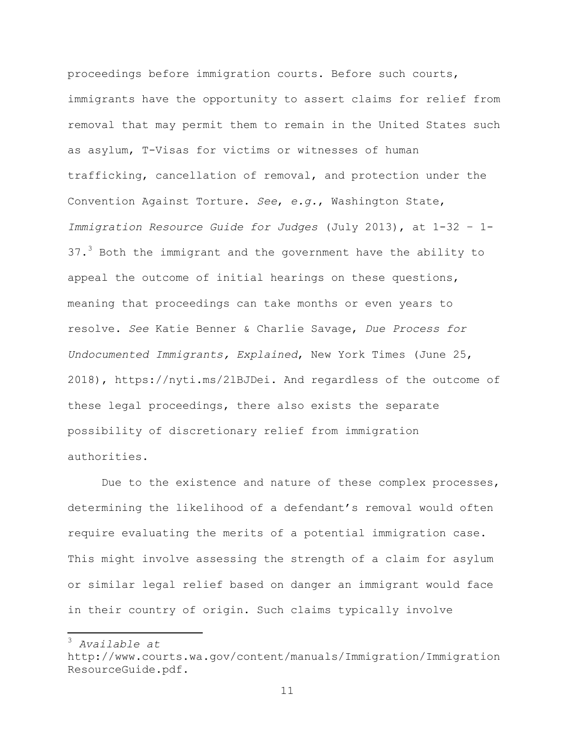proceedings before immigration courts. Before such courts, immigrants have the opportunity to assert claims for relief from removal that may permit them to remain in the United States such as asylum, T-Visas for victims or witnesses of human trafficking, cancellation of removal, and protection under the Convention Against Torture. *See*, *e.g.*, Washington State, *Immigration Resource Guide for Judges* (July 2013), at 1-32 – 1-37.[3] Both the immigrant and the government have the ability to appeal the outcome of initial hearings on these questions, meaning that proceedings can take months or even years to resolve. *See* Katie Benner & Charlie Savage, *Due Process for Undocumented Immigrants, Explained*, New York Times (June 25, 2018), https://nyti.ms/2lBJDei. And regardless of the outcome of these legal proceedings, there also exists the separate possibility of discretionary relief from immigration authorities.

Due to the existence and nature of these complex processes, determining the likelihood of a defendant's removal would often require evaluating the merits of a potential immigration case. This might involve assessing the strength of a claim for asylum or similar legal relief based on danger an immigrant would face in their country of origin. Such claims typically involve

---

[3] *Available at* http://www.courts.wa.gov/content/manuals/Immigration/ImmigrationResourceGuide.pdf.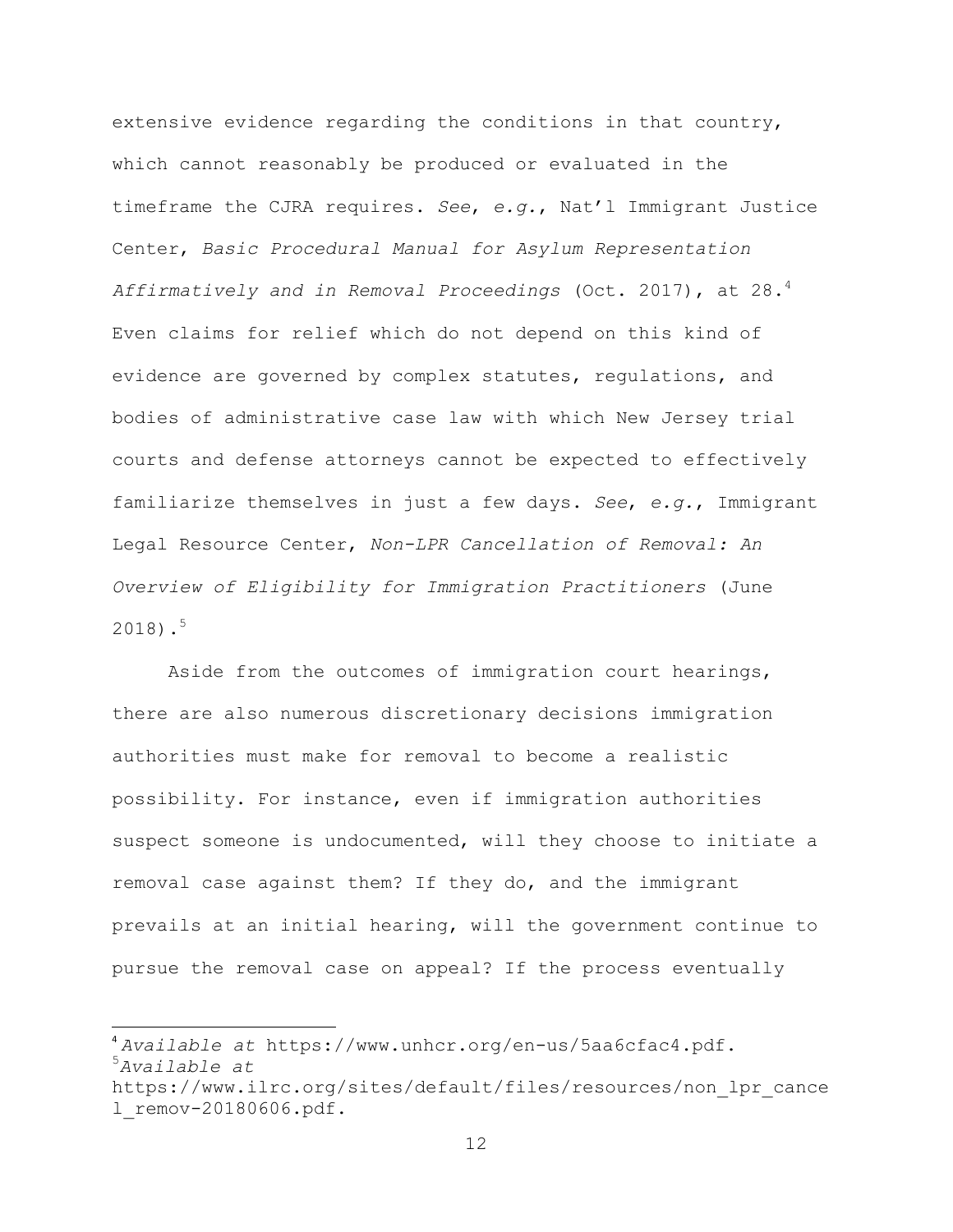extensive evidence regarding the conditions in that country, which cannot reasonably be produced or evaluated in the timeframe the CJRA requires. *See*, *e.g.*, Nat'l Immigrant Justice Center, *Basic Procedural Manual for Asylum Representation Affirmatively and in Removal Proceedings* (Oct. 2017), at 28.[4] Even claims for relief which do not depend on this kind of evidence are governed by complex statutes, regulations, and bodies of administrative case law with which New Jersey trial courts and defense attorneys cannot be expected to effectively familiarize themselves in just a few days. *See*, *e.g.*, Immigrant Legal Resource Center, *Non-LPR Cancellation of Removal: An Overview of Eligibility for Immigration Practitioners* (June 2018).[5]

Aside from the outcomes of immigration court hearings, there are also numerous discretionary decisions immigration authorities must make for removal to become a realistic possibility. For instance, even if immigration authorities suspect someone is undocumented, will they choose to initiate a removal case against them? If they do, and the immigrant prevails at an initial hearing, will the government continue to pursue the removal case on appeal? If the process eventually

---

[4] *Available at* https://www.unhcr.org/en-us/5aa6cfac4.pdf.

[5] *Available at* https://www.ilrc.org/sites/default/files/resources/non_lpr_cancel_remov-20180606.pdf.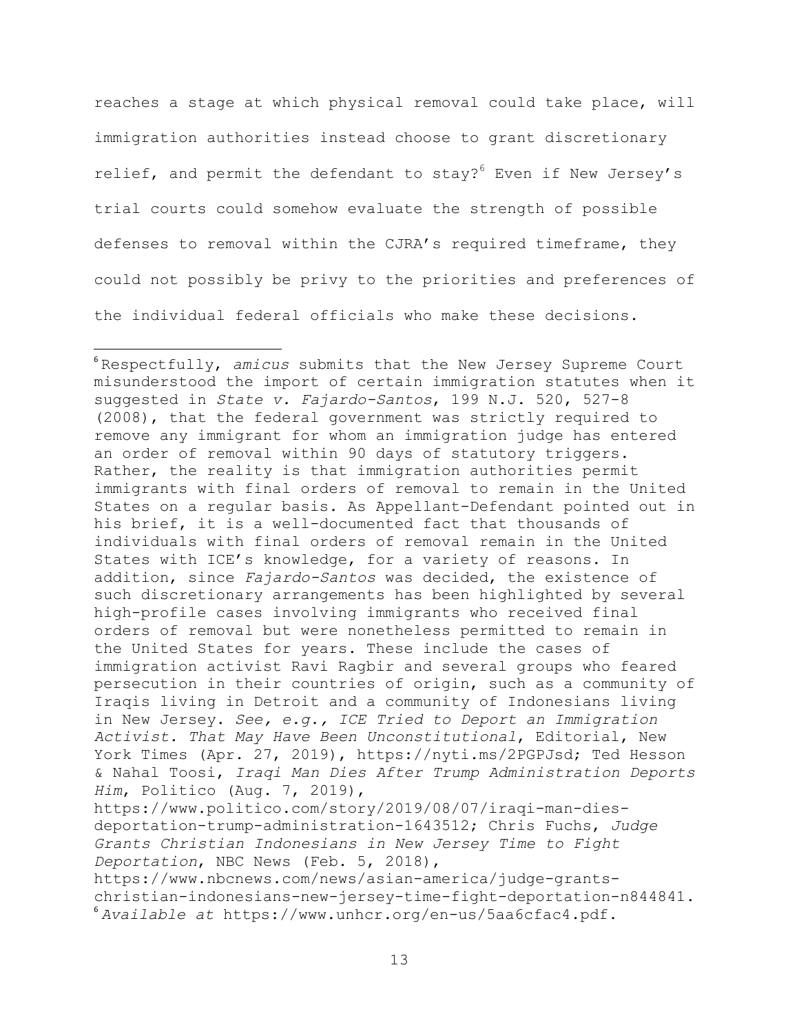reaches a stage at which physical removal could take place, will immigration authorities instead choose to grant discretionary relief, and permit the defendant to stay?[6] Even if New Jersey's trial courts could somehow evaluate the strength of possible defenses to removal within the CJRA's required timeframe, they could not possibly be privy to the priorities and preferences of the individual federal officials who make these decisions.

---

[6] Respectfully, *amicus* submits that the New Jersey Supreme Court misunderstood the import of certain immigration statutes when it suggested in *State v. Fajardo-Santos*, 199 N.J. 520, 527-8 (2008), that the federal government was strictly required to remove any immigrant for whom an immigration judge has entered an order of removal within 90 days of statutory triggers. Rather, the reality is that immigration authorities permit immigrants with final orders of removal to remain in the United States on a regular basis. As Appellant-Defendant pointed out in his brief, it is a well-documented fact that thousands of individuals with final orders of removal remain in the United States with ICE's knowledge, for a variety of reasons. In addition, since *Fajardo-Santos* was decided, the existence of such discretionary arrangements has been highlighted by several high-profile cases involving immigrants who received final orders of removal but were nonetheless permitted to remain in the United States for years. These include the cases of immigration activist Ravi Ragbir and several groups who feared persecution in their countries of origin, such as a community of Iraqis living in Detroit and a community of Indonesians living in New Jersey. *See, e.g., ICE Tried to Deport an Immigration Activist. That May Have Been Unconstitutional*, Editorial, New York Times (Apr. 27, 2019), https://nyti.ms/2PGPJsd; Ted Hesson & Nahal Toosi, *Iraqi Man Dies After Trump Administration Deports Him*, Politico (Aug. 7, 2019), https://www.politico.com/story/2019/08/07/iraqi-man-dies-deportation-trump-administration-1643512; Chris Fuchs, *Judge Grants Christian Indonesians in New Jersey Time to Fight Deportation*, NBC News (Feb. 5, 2018), https://www.nbcnews.com/news/asian-america/judge-grants-christian-indonesians-new-jersey-time-fight-deportation-n844841.

[6] *Available at* https://www.unhcr.org/en-us/5aa6cfac4.pdf.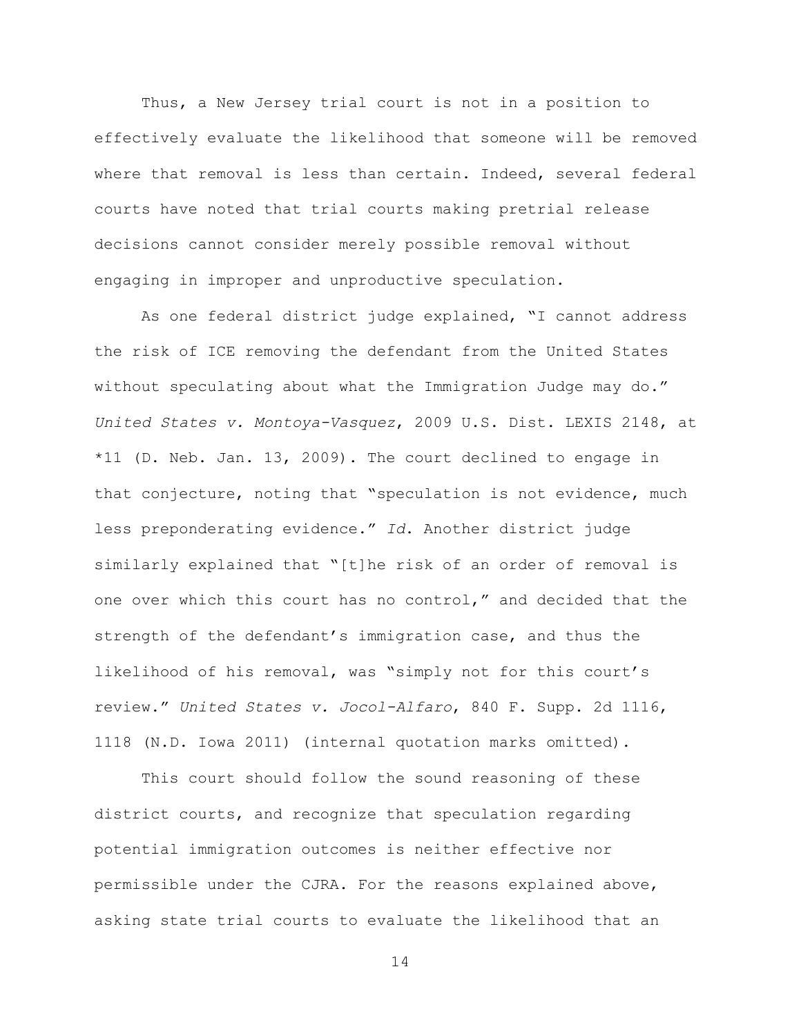Thus, a New Jersey trial court is not in a position to effectively evaluate the likelihood that someone will be removed where that removal is less than certain. Indeed, several federal courts have noted that trial courts making pretrial release decisions cannot consider merely possible removal without engaging in improper and unproductive speculation.

As one federal district judge explained, "I cannot address the risk of ICE removing the defendant from the United States without speculating about what the Immigration Judge may do." *United States v. Montoya-Vasquez*, 2009 U.S. Dist. LEXIS 2148, at *11 (D. Neb. Jan. 13, 2009). The court declined to engage in that conjecture, noting that "speculation is not evidence, much less preponderating evidence." *Id.* Another district judge similarly explained that "[t]he risk of an order of removal is one over which this court has no control," and decided that the strength of the defendant's immigration case, and thus the likelihood of his removal, was "simply not for this court's review." *United States v. Jocol-Alfaro*, 840 F. Supp. 2d 1116, 1118 (N.D. Iowa 2011) (internal quotation marks omitted).

This court should follow the sound reasoning of these district courts, and recognize that speculation regarding potential immigration outcomes is neither effective nor permissible under the CJRA. For the reasons explained above, asking state trial courts to evaluate the likelihood that an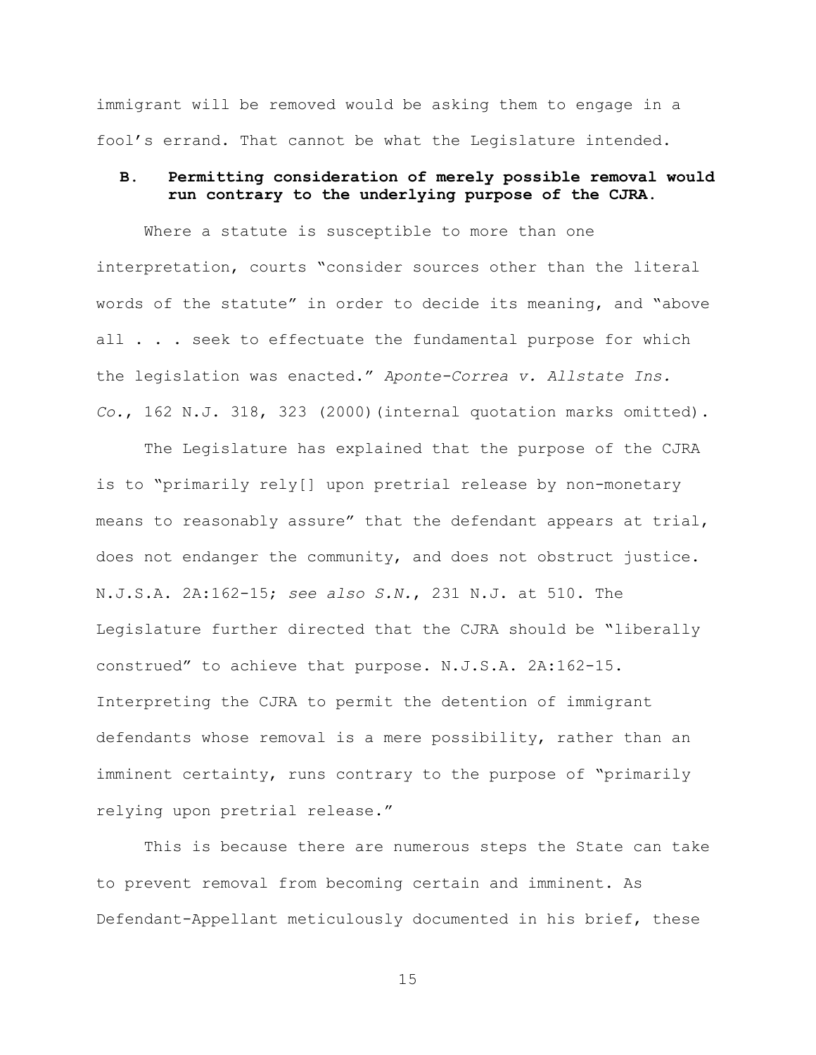immigrant will be removed would be asking them to engage in a fool's errand. That cannot be what the Legislature intended.

### B. Permitting consideration of merely possible removal would run contrary to the underlying purpose of the CJRA.

Where a statute is susceptible to more than one interpretation, courts "consider sources other than the literal words of the statute" in order to decide its meaning, and "above all . . . seek to effectuate the fundamental purpose for which the legislation was enacted." *Aponte-Correa v. Allstate Ins. Co.*, 162 N.J. 318, 323 (2000)(internal quotation marks omitted).

The Legislature has explained that the purpose of the CJRA is to "primarily rely[] upon pretrial release by non-monetary means to reasonably assure" that the defendant appears at trial, does not endanger the community, and does not obstruct justice. N.J.S.A. 2A:162-15; *see also S.N.*, 231 N.J. at 510. The Legislature further directed that the CJRA should be "liberally construed" to achieve that purpose. N.J.S.A. 2A:162-15. Interpreting the CJRA to permit the detention of immigrant defendants whose removal is a mere possibility, rather than an imminent certainty, runs contrary to the purpose of "primarily relying upon pretrial release."

This is because there are numerous steps the State can take to prevent removal from becoming certain and imminent. As Defendant-Appellant meticulously documented in his brief, these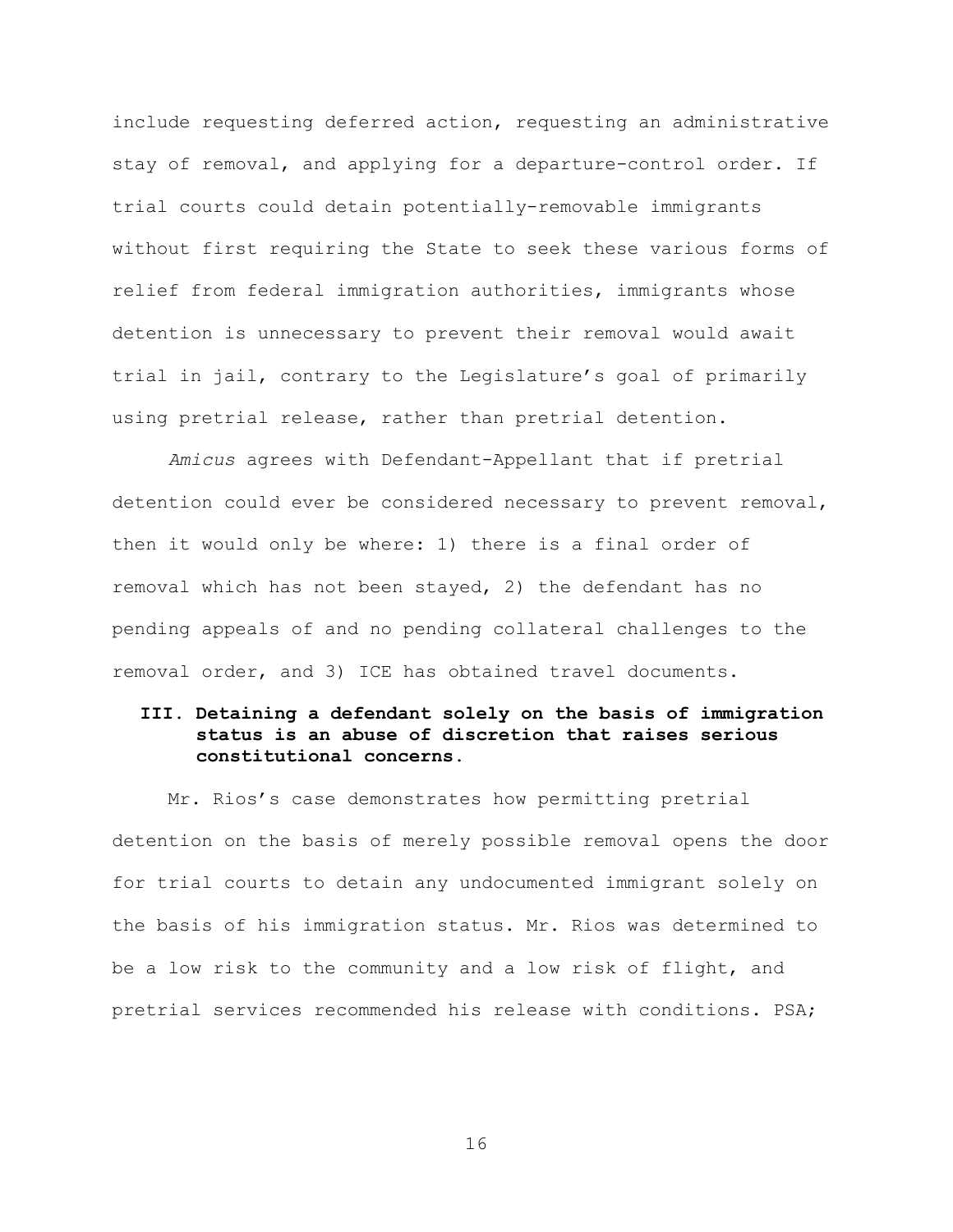include requesting deferred action, requesting an administrative stay of removal, and applying for a departure-control order. If trial courts could detain potentially-removable immigrants without first requiring the State to seek these various forms of relief from federal immigration authorities, immigrants whose detention is unnecessary to prevent their removal would await trial in jail, contrary to the Legislature's goal of primarily using pretrial release, rather than pretrial detention.

*Amicus* agrees with Defendant-Appellant that if pretrial detention could ever be considered necessary to prevent removal, then it would only be where: 1) there is a final order of removal which has not been stayed, 2) the defendant has no pending appeals of and no pending collateral challenges to the removal order, and 3) ICE has obtained travel documents.

## III. Detaining a defendant solely on the basis of immigration status is an abuse of discretion that raises serious constitutional concerns.

Mr. Rios's case demonstrates how permitting pretrial detention on the basis of merely possible removal opens the door for trial courts to detain any undocumented immigrant solely on the basis of his immigration status. Mr. Rios was determined to be a low risk to the community and a low risk of flight, and pretrial services recommended his release with conditions. PSA;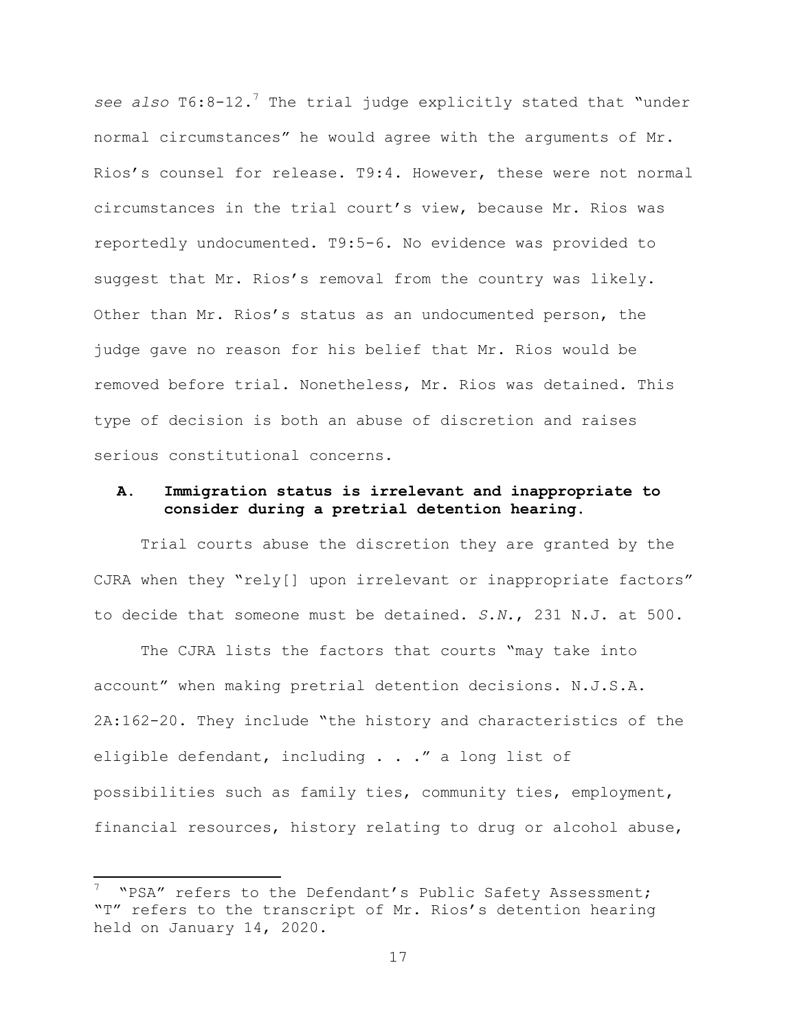*see also* T6:8-12.[7] The trial judge explicitly stated that "under normal circumstances" he would agree with the arguments of Mr. Rios's counsel for release. T9:4. However, these were not normal circumstances in the trial court's view, because Mr. Rios was reportedly undocumented. T9:5-6. No evidence was provided to suggest that Mr. Rios's removal from the country was likely. Other than Mr. Rios's status as an undocumented person, the judge gave no reason for his belief that Mr. Rios would be removed before trial. Nonetheless, Mr. Rios was detained. This type of decision is both an abuse of discretion and raises serious constitutional concerns.

### A. Immigration status is irrelevant and inappropriate to consider during a pretrial detention hearing.

Trial courts abuse the discretion they are granted by the CJRA when they "rely[] upon irrelevant or inappropriate factors" to decide that someone must be detained. *S.N.*, 231 N.J. at 500.

The CJRA lists the factors that courts "may take into account" when making pretrial detention decisions. N.J.S.A. 2A:162-20. They include "the history and characteristics of the eligible defendant, including . . ." a long list of possibilities such as family ties, community ties, employment, financial resources, history relating to drug or alcohol abuse,

---

[7] "PSA" refers to the Defendant's Public Safety Assessment; "T" refers to the transcript of Mr. Rios's detention hearing held on January 14, 2020.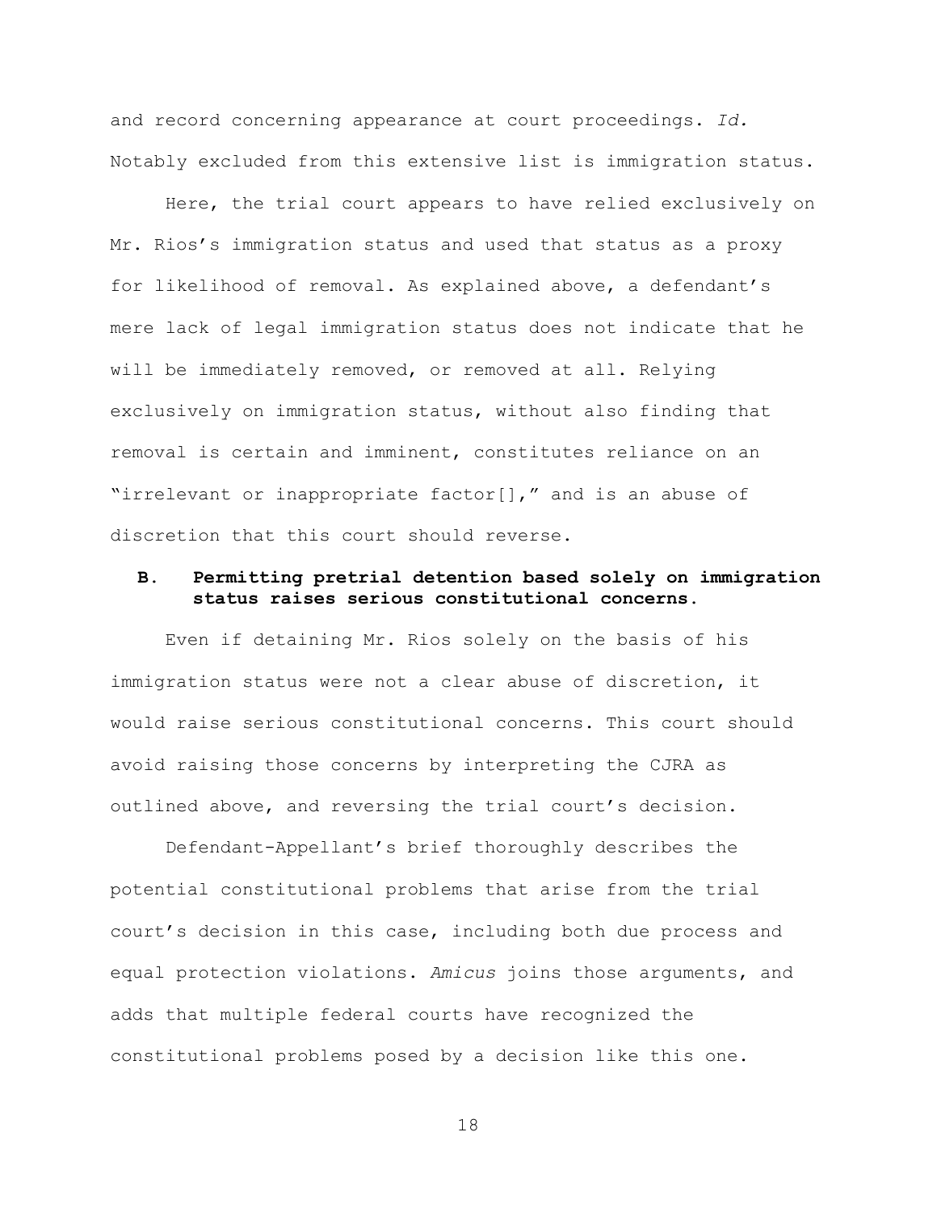and record concerning appearance at court proceedings. *Id.* Notably excluded from this extensive list is immigration status.

Here, the trial court appears to have relied exclusively on Mr. Rios's immigration status and used that status as a proxy for likelihood of removal. As explained above, a defendant's mere lack of legal immigration status does not indicate that he will be immediately removed, or removed at all. Relying exclusively on immigration status, without also finding that removal is certain and imminent, constitutes reliance on an "irrelevant or inappropriate factor[]," and is an abuse of discretion that this court should reverse.

### B. Permitting pretrial detention based solely on immigration status raises serious constitutional concerns.

Even if detaining Mr. Rios solely on the basis of his immigration status were not a clear abuse of discretion, it would raise serious constitutional concerns. This court should avoid raising those concerns by interpreting the CJRA as outlined above, and reversing the trial court's decision.

Defendant-Appellant's brief thoroughly describes the potential constitutional problems that arise from the trial court's decision in this case, including both due process and equal protection violations. *Amicus* joins those arguments, and adds that multiple federal courts have recognized the constitutional problems posed by a decision like this one.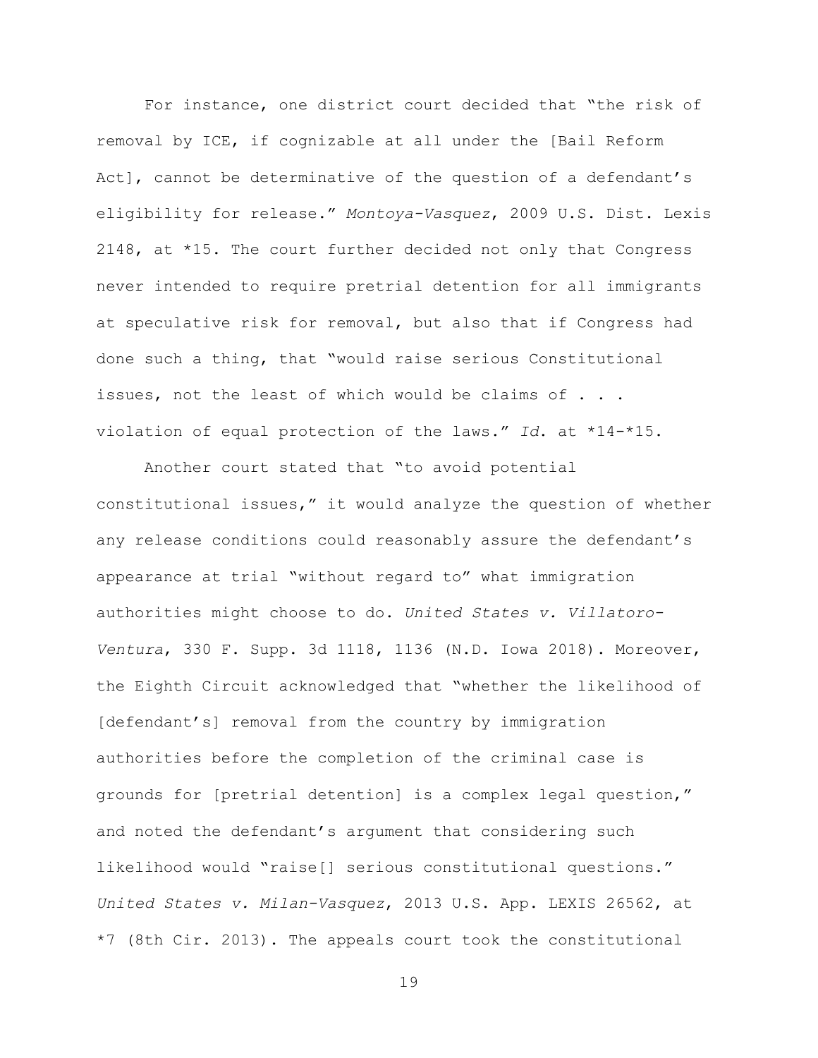For instance, one district court decided that "the risk of removal by ICE, if cognizable at all under the [Bail Reform Act], cannot be determinative of the question of a defendant's eligibility for release." *Montoya-Vasquez*, 2009 U.S. Dist. Lexis 2148, at *15. The court further decided not only that Congress never intended to require pretrial detention for all immigrants at speculative risk for removal, but also that if Congress had done such a thing, that "would raise serious Constitutional issues, not the least of which would be claims of . . . violation of equal protection of the laws." *Id.* at *14-*15.

Another court stated that "to avoid potential constitutional issues," it would analyze the question of whether any release conditions could reasonably assure the defendant's appearance at trial "without regard to" what immigration authorities might choose to do. *United States v. Villatoro-Ventura*, 330 F. Supp. 3d 1118, 1136 (N.D. Iowa 2018). Moreover, the Eighth Circuit acknowledged that "whether the likelihood of [defendant's] removal from the country by immigration authorities before the completion of the criminal case is grounds for [pretrial detention] is a complex legal question," and noted the defendant's argument that considering such likelihood would "raise[] serious constitutional questions." *United States v. Milan-Vasquez*, 2013 U.S. App. LEXIS 26562, at *7 (8th Cir. 2013). The appeals court took the constitutional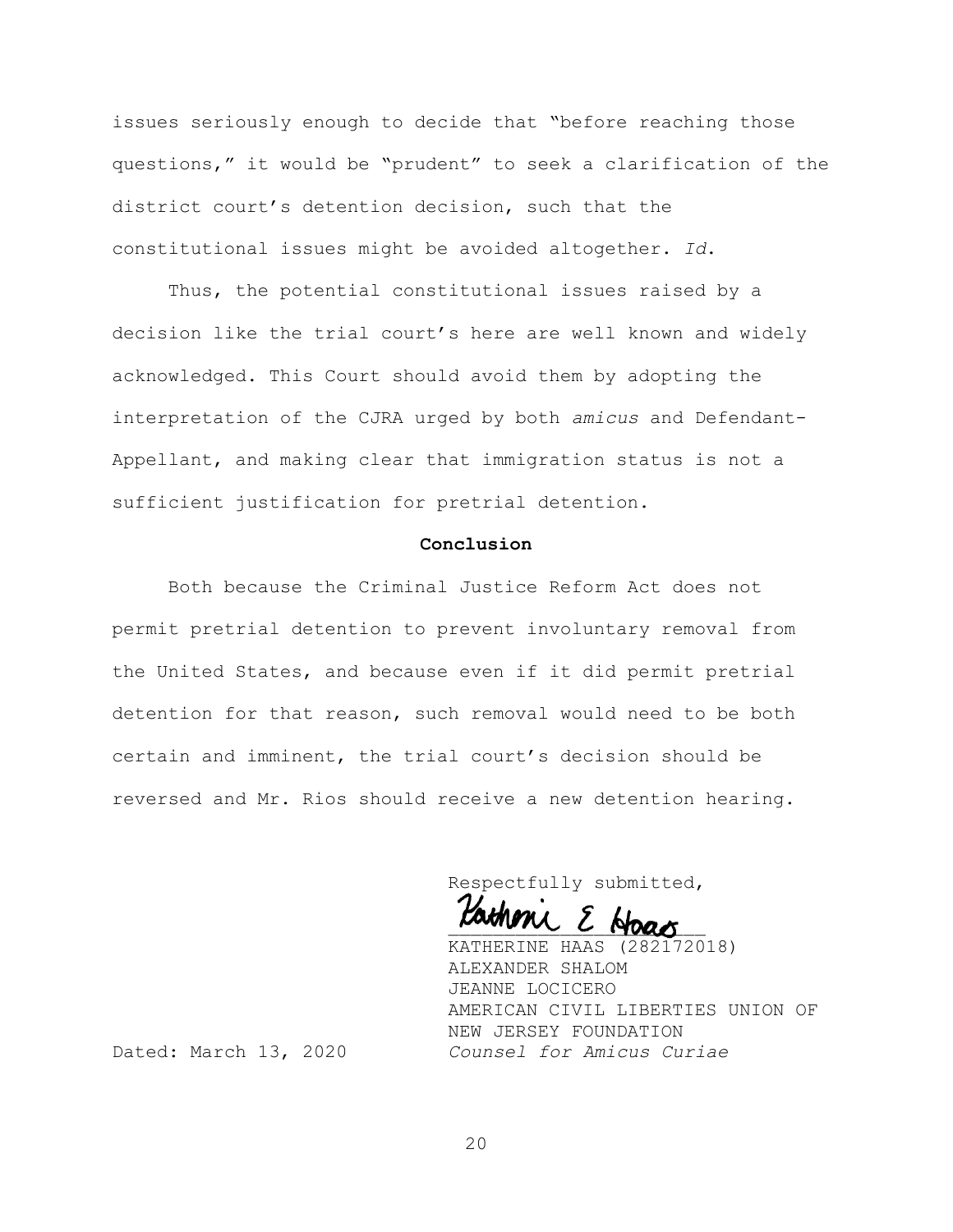issues seriously enough to decide that "before reaching those questions," it would be "prudent" to seek a clarification of the district court's detention decision, such that the constitutional issues might be avoided altogether. *Id*.

Thus, the potential constitutional issues raised by a decision like the trial court's here are well known and widely acknowledged. This Court should avoid them by adopting the interpretation of the CJRA urged by both *amicus* and Defendant-Appellant, and making clear that immigration status is not a sufficient justification for pretrial detention.

**Conclusion**

Both because the Criminal Justice Reform Act does not permit pretrial detention to prevent involuntary removal from the United States, and because even if it did permit pretrial detention for that reason, such removal would need to be both certain and imminent, the trial court's decision should be reversed and Mr. Rios should receive a new detention hearing.

Respectfully submitted,

Katherine E Haas

KATHERINE HAAS (282172018)
ALEXANDER SHALOM
JEANNE LOCICERO
AMERICAN CIVIL LIBERTIES UNION OF NEW JERSEY FOUNDATION
*Counsel for Amicus Curiae*

Dated: March 13, 2020